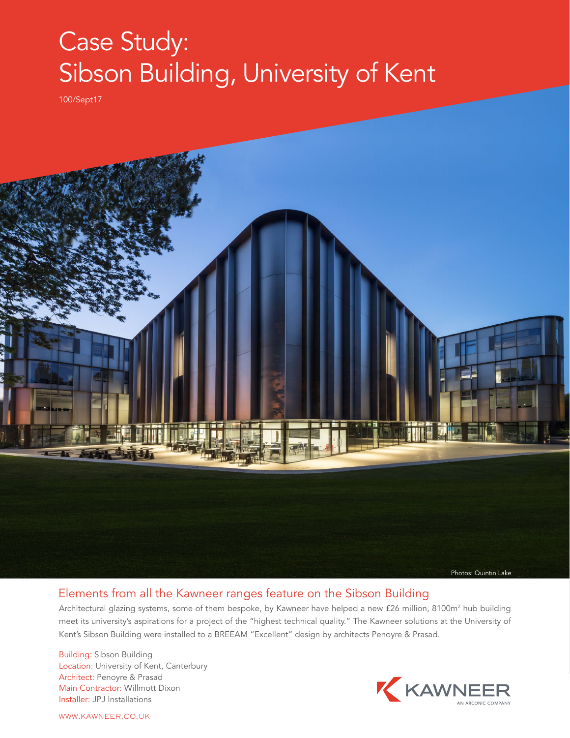# Case Study:
# Sibson Building, University of Kent

100/Sept17

Photos: Quintin Lake

## Elements from all the Kawneer ranges feature on the Sibson Building

Architectural glazing systems, some of them bespoke, by Kawneer have helped a new £26 million, 8100m$^2$ hub building meet its university's aspirations for a project of the "highest technical quality." The Kawneer solutions at the University of Kent's Sibson Building were installed to a BREEAM "Excellent" design by architects Penoyre & Prasad.

Building: Sibson Building
Location: University of Kent, Canterbury
Architect: Penoyre & Prasad
Main Contractor: Willmott Dixon
Installer: JPJ Installations

KAWNEER
AN ARCONIC COMPANY

WWW.KAWNEER.CO.UK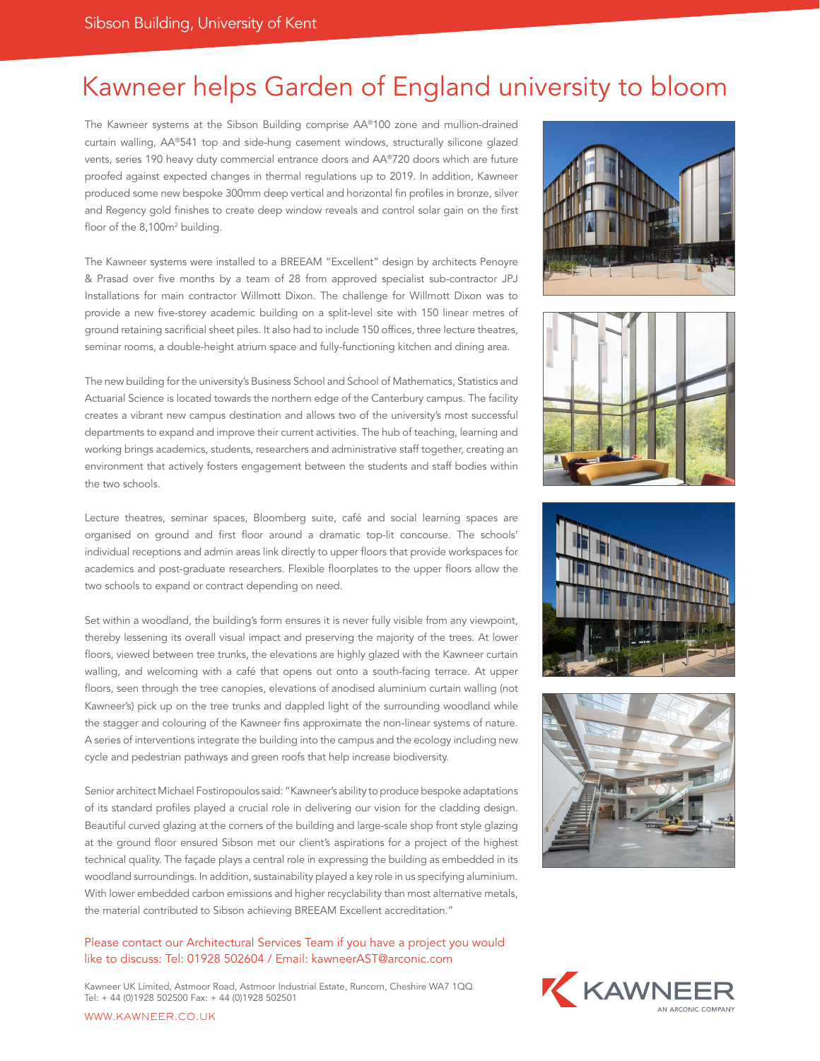Sibson Building, University of Kent

# Kawneer helps Garden of England university to bloom

The Kawneer systems at the Sibson Building comprise AA®100 zone and mullion-drained curtain walling, AA®541 top and side-hung casement windows, structurally silicone glazed vents, series 190 heavy duty commercial entrance doors and AA®720 doors which are future proofed against expected changes in thermal regulations up to 2019. In addition, Kawneer produced some new bespoke 300mm deep vertical and horizontal fin profiles in bronze, silver and Regency gold finishes to create deep window reveals and control solar gain on the first floor of the 8,100m² building.

The Kawneer systems were installed to a BREEAM "Excellent" design by architects Penoyre & Prasad over five months by a team of 28 from approved specialist sub-contractor JPJ Installations for main contractor Willmott Dixon. The challenge for Willmott Dixon was to provide a new five-storey academic building on a split-level site with 150 linear metres of ground retaining sacrificial sheet piles. It also had to include 150 offices, three lecture theatres, seminar rooms, a double-height atrium space and fully-functioning kitchen and dining area.

The new building for the university's Business School and School of Mathematics, Statistics and Actuarial Science is located towards the northern edge of the Canterbury campus. The facility creates a vibrant new campus destination and allows two of the university's most successful departments to expand and improve their current activities. The hub of teaching, learning and working brings academics, students, researchers and administrative staff together, creating an environment that actively fosters engagement between the students and staff bodies within the two schools.

Lecture theatres, seminar spaces, Bloomberg suite, café and social learning spaces are organised on ground and first floor around a dramatic top-lit concourse. The schools' individual receptions and admin areas link directly to upper floors that provide workspaces for academics and post-graduate researchers. Flexible floorplates to the upper floors allow the two schools to expand or contract depending on need.

Set within a woodland, the building's form ensures it is never fully visible from any viewpoint, thereby lessening its overall visual impact and preserving the majority of the trees. At lower floors, viewed between tree trunks, the elevations are highly glazed with the Kawneer curtain walling, and welcoming with a café that opens out onto a south-facing terrace. At upper floors, seen through the tree canopies, elevations of anodised aluminium curtain walling (not Kawneer's) pick up on the tree trunks and dappled light of the surrounding woodland while the stagger and colouring of the Kawneer fins approximate the non-linear systems of nature. A series of interventions integrate the building into the campus and the ecology including new cycle and pedestrian pathways and green roofs that help increase biodiversity.

Senior architect Michael Fostiropoulos said: "Kawneer's ability to produce bespoke adaptations of its standard profiles played a crucial role in delivering our vision for the cladding design. Beautiful curved glazing at the corners of the building and large-scale shop front style glazing at the ground floor ensured Sibson met our client's aspirations for a project of the highest technical quality. The façade plays a central role in expressing the building as embedded in its woodland surroundings. In addition, sustainability played a key role in us specifying aluminium. With lower embedded carbon emissions and higher recyclability than most alternative metals, the material contributed to Sibson achieving BREEAM Excellent accreditation."

Please contact our Architectural Services Team if you have a project you would like to discuss: Tel: 01928 502604 / Email: kawneerAST@arconic.com

Kawneer UK Limited, Astmoor Road, Astmoor Industrial Estate, Runcorn, Cheshire WA7 1QQ
Tel: + 44 (0)1928 502500 Fax: + 44 (0)1928 502501

WWW.KAWNEER.CO.UK

KAWNEER
AN ARCONIC COMPANY